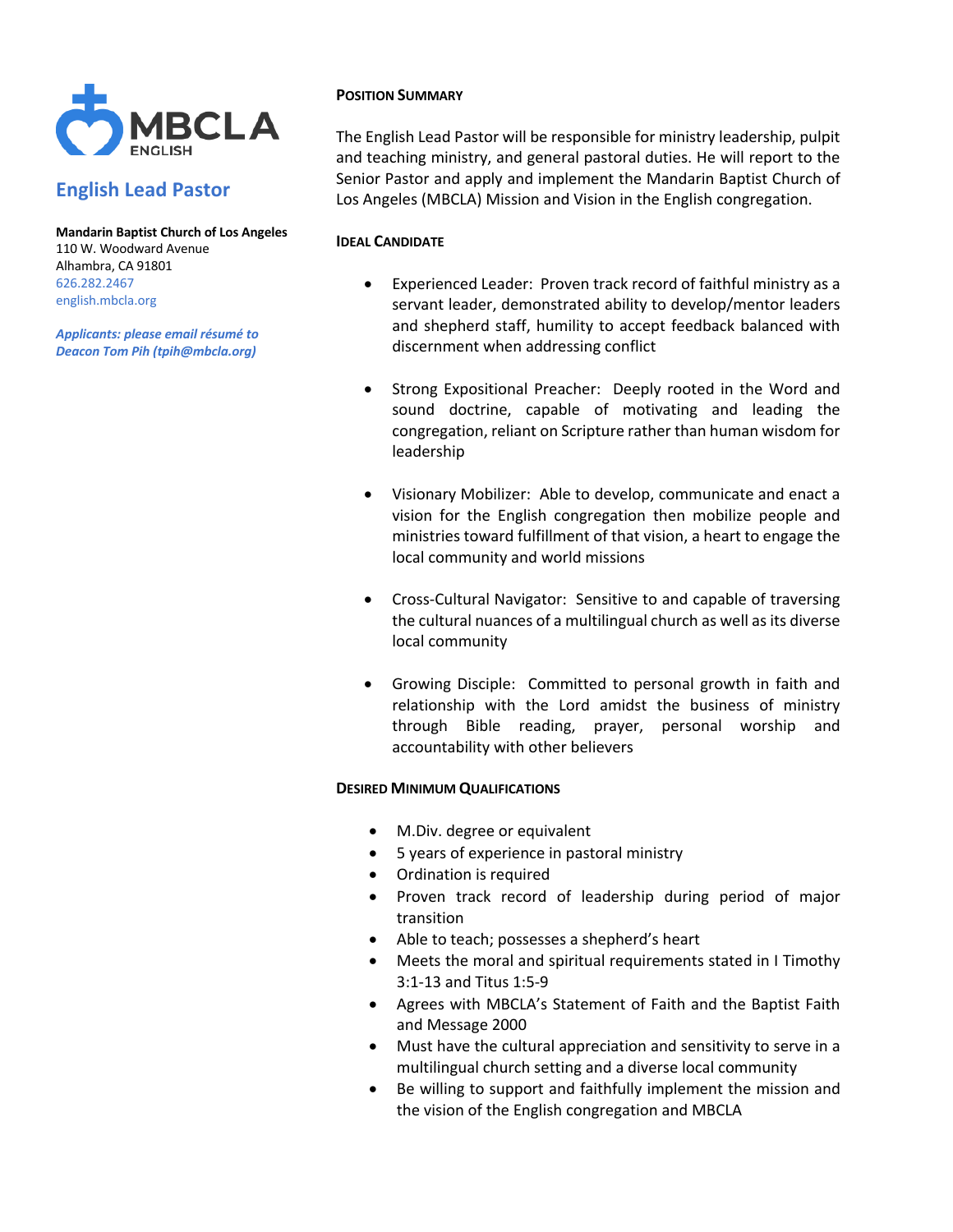MBCLA ENGLISH

# English Lead Pastor

**Mandarin Baptist Church of Los Angeles**
110 W. Woodward Avenue
Alhambra, CA 91801
626.282.2467
english.mbcla.org

***Applicants: please email résumé to Deacon Tom Pih (tpih@mbcla.org)***

## POSITION SUMMARY

The English Lead Pastor will be responsible for ministry leadership, pulpit and teaching ministry, and general pastoral duties. He will report to the Senior Pastor and apply and implement the Mandarin Baptist Church of Los Angeles (MBCLA) Mission and Vision in the English congregation.

## IDEAL CANDIDATE

- Experienced Leader: Proven track record of faithful ministry as a servant leader, demonstrated ability to develop/mentor leaders and shepherd staff, humility to accept feedback balanced with discernment when addressing conflict
- Strong Expositional Preacher: Deeply rooted in the Word and sound doctrine, capable of motivating and leading the congregation, reliant on Scripture rather than human wisdom for leadership
- Visionary Mobilizer: Able to develop, communicate and enact a vision for the English congregation then mobilize people and ministries toward fulfillment of that vision, a heart to engage the local community and world missions
- Cross-Cultural Navigator: Sensitive to and capable of traversing the cultural nuances of a multilingual church as well as its diverse local community
- Growing Disciple: Committed to personal growth in faith and relationship with the Lord amidst the business of ministry through Bible reading, prayer, personal worship and accountability with other believers

## DESIRED MINIMUM QUALIFICATIONS

- M.Div. degree or equivalent
- 5 years of experience in pastoral ministry
- Ordination is required
- Proven track record of leadership during period of major transition
- Able to teach; possesses a shepherd's heart
- Meets the moral and spiritual requirements stated in I Timothy 3:1-13 and Titus 1:5-9
- Agrees with MBCLA's Statement of Faith and the Baptist Faith and Message 2000
- Must have the cultural appreciation and sensitivity to serve in a multilingual church setting and a diverse local community
- Be willing to support and faithfully implement the mission and the vision of the English congregation and MBCLA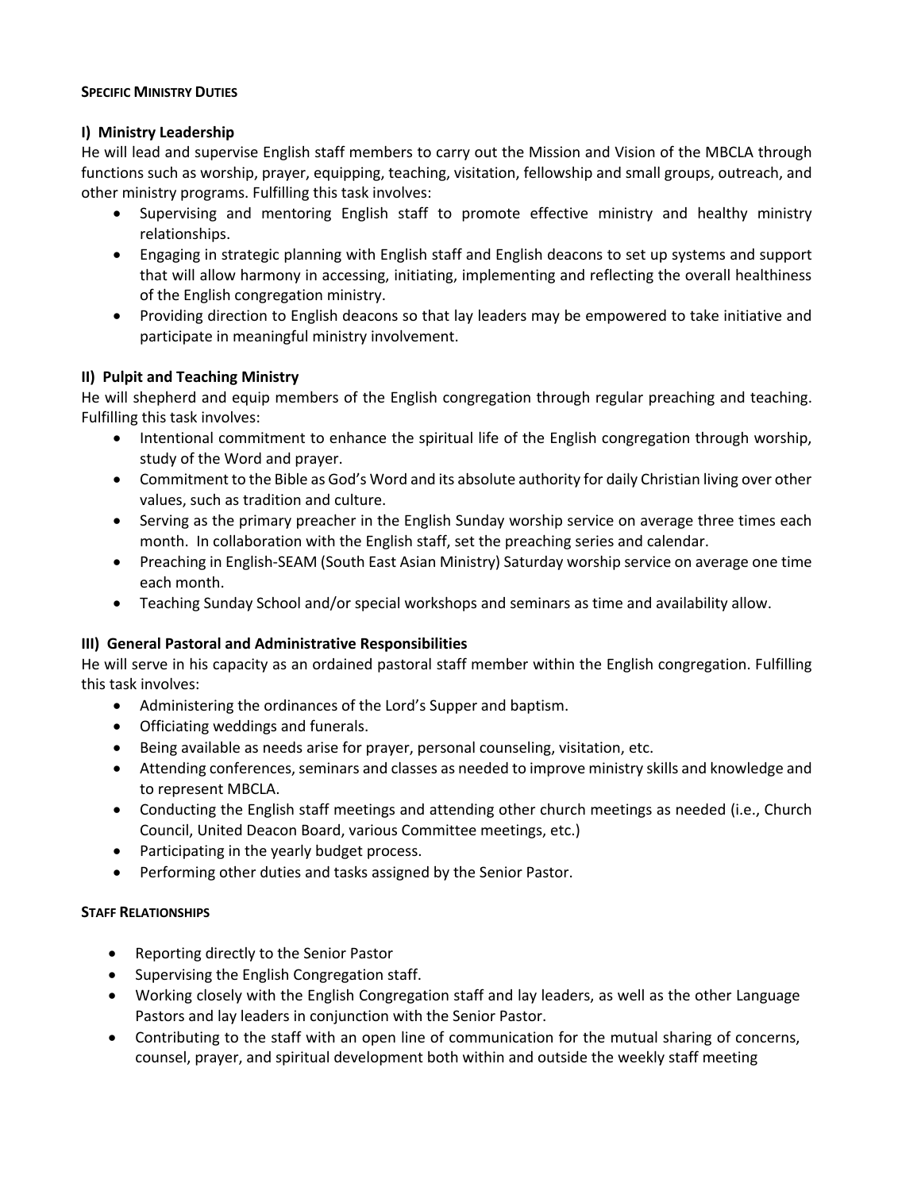**SPECIFIC MINISTRY DUTIES**

**I) Ministry Leadership**

He will lead and supervise English staff members to carry out the Mission and Vision of the MBCLA through functions such as worship, prayer, equipping, teaching, visitation, fellowship and small groups, outreach, and other ministry programs. Fulfilling this task involves:

- Supervising and mentoring English staff to promote effective ministry and healthy ministry relationships.
- Engaging in strategic planning with English staff and English deacons to set up systems and support that will allow harmony in accessing, initiating, implementing and reflecting the overall healthiness of the English congregation ministry.
- Providing direction to English deacons so that lay leaders may be empowered to take initiative and participate in meaningful ministry involvement.

**II) Pulpit and Teaching Ministry**

He will shepherd and equip members of the English congregation through regular preaching and teaching. Fulfilling this task involves:

- Intentional commitment to enhance the spiritual life of the English congregation through worship, study of the Word and prayer.
- Commitment to the Bible as God's Word and its absolute authority for daily Christian living over other values, such as tradition and culture.
- Serving as the primary preacher in the English Sunday worship service on average three times each month. In collaboration with the English staff, set the preaching series and calendar.
- Preaching in English-SEAM (South East Asian Ministry) Saturday worship service on average one time each month.
- Teaching Sunday School and/or special workshops and seminars as time and availability allow.

**III) General Pastoral and Administrative Responsibilities**

He will serve in his capacity as an ordained pastoral staff member within the English congregation. Fulfilling this task involves:

- Administering the ordinances of the Lord's Supper and baptism.
- Officiating weddings and funerals.
- Being available as needs arise for prayer, personal counseling, visitation, etc.
- Attending conferences, seminars and classes as needed to improve ministry skills and knowledge and to represent MBCLA.
- Conducting the English staff meetings and attending other church meetings as needed (i.e., Church Council, United Deacon Board, various Committee meetings, etc.)
- Participating in the yearly budget process.
- Performing other duties and tasks assigned by the Senior Pastor.

**STAFF RELATIONSHIPS**

- Reporting directly to the Senior Pastor
- Supervising the English Congregation staff.
- Working closely with the English Congregation staff and lay leaders, as well as the other Language Pastors and lay leaders in conjunction with the Senior Pastor.
- Contributing to the staff with an open line of communication for the mutual sharing of concerns, counsel, prayer, and spiritual development both within and outside the weekly staff meeting